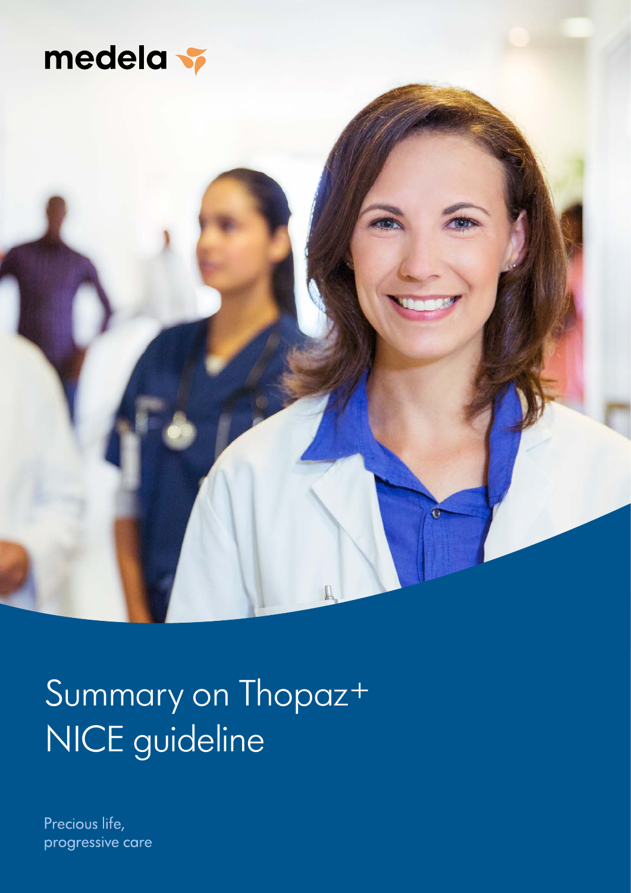medela

# Summary on Thopaz+ NICE guideline

Precious life, progressive care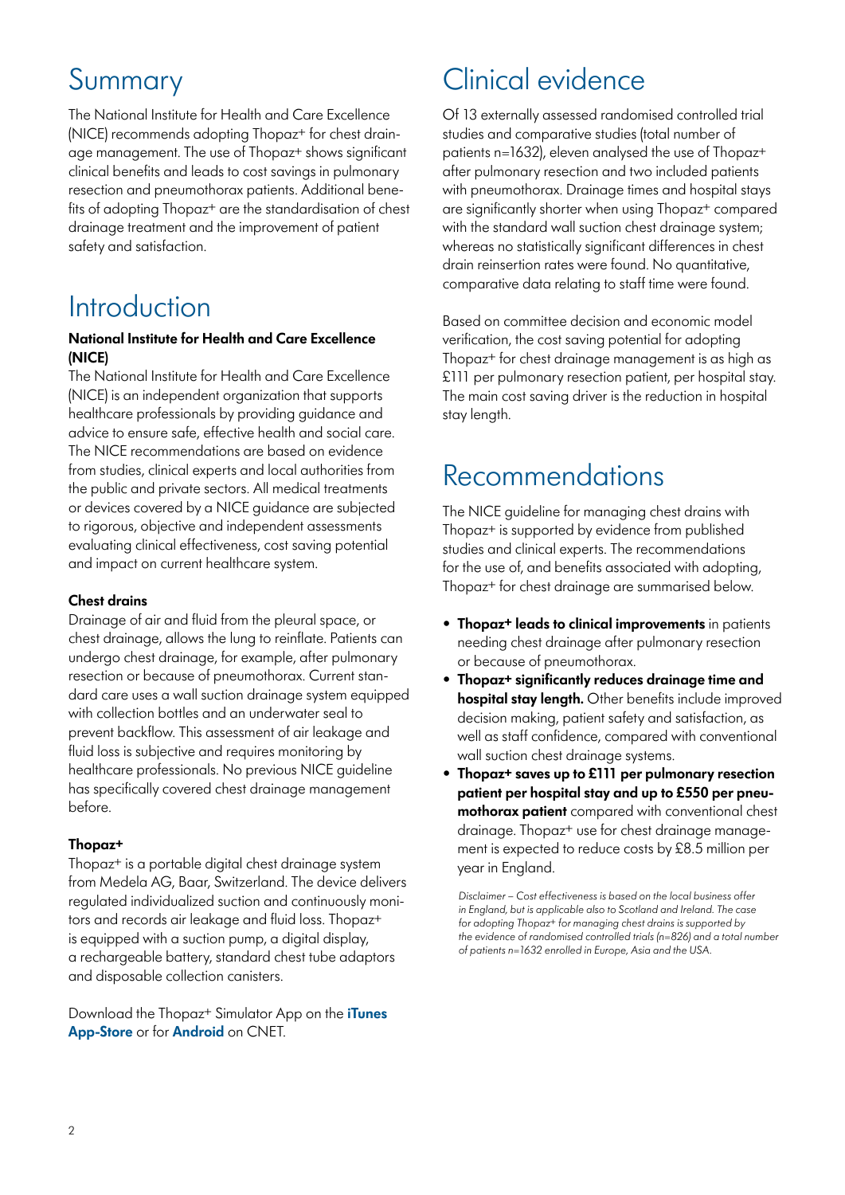# Summary

The National Institute for Health and Care Excellence (NICE) recommends adopting Thopaz+ for chest drainage management. The use of Thopaz+ shows significant clinical benefits and leads to cost savings in pulmonary resection and pneumothorax patients. Additional benefits of adopting Thopaz+ are the standardisation of chest drainage treatment and the improvement of patient safety and satisfaction.

# Introduction

### National Institute for Health and Care Excellence (NICE)

The National Institute for Health and Care Excellence (NICE) is an independent organization that supports healthcare professionals by providing guidance and advice to ensure safe, effective health and social care. The NICE recommendations are based on evidence from studies, clinical experts and local authorities from the public and private sectors. All medical treatments or devices covered by a NICE guidance are subjected to rigorous, objective and independent assessments evaluating clinical effectiveness, cost saving potential and impact on current healthcare system.

### Chest drains

Drainage of air and fluid from the pleural space, or chest drainage, allows the lung to reinflate. Patients can undergo chest drainage, for example, after pulmonary resection or because of pneumothorax. Current standard care uses a wall suction drainage system equipped with collection bottles and an underwater seal to prevent backflow. This assessment of air leakage and fluid loss is subjective and requires monitoring by healthcare professionals. No previous NICE guideline has specifically covered chest drainage management before.

### Thopaz+

Thopaz+ is a portable digital chest drainage system from Medela AG, Baar, Switzerland. The device delivers regulated individualized suction and continuously monitors and records air leakage and fluid loss. Thopaz+ is equipped with a suction pump, a digital display, a rechargeable battery, standard chest tube adaptors and disposable collection canisters.

Download the Thopaz+ Simulator App on the **iTunes App-Store** or for **Android** on CNET.

# Clinical evidence

Of 13 externally assessed randomised controlled trial studies and comparative studies (total number of patients n=1632), eleven analysed the use of Thopaz+ after pulmonary resection and two included patients with pneumothorax. Drainage times and hospital stays are significantly shorter when using Thopaz+ compared with the standard wall suction chest drainage system; whereas no statistically significant differences in chest drain reinsertion rates were found. No quantitative, comparative data relating to staff time were found.

Based on committee decision and economic model verification, the cost saving potential for adopting Thopaz+ for chest drainage management is as high as £111 per pulmonary resection patient, per hospital stay. The main cost saving driver is the reduction in hospital stay length.

# Recommendations

The NICE guideline for managing chest drains with Thopaz+ is supported by evidence from published studies and clinical experts. The recommendations for the use of, and benefits associated with adopting, Thopaz+ for chest drainage are summarised below.

- **Thopaz+ leads to clinical improvements** in patients needing chest drainage after pulmonary resection or because of pneumothorax.
- **Thopaz+ significantly reduces drainage time and hospital stay length.** Other benefits include improved decision making, patient safety and satisfaction, as well as staff confidence, compared with conventional wall suction chest drainage systems.
- **Thopaz+ saves up to £111 per pulmonary resection patient per hospital stay and up to £550 per pneumothorax patient** compared with conventional chest drainage. Thopaz+ use for chest drainage management is expected to reduce costs by £8.5 million per year in England.

*Disclaimer – Cost effectiveness is based on the local business offer in England, but is applicable also to Scotland and Ireland. The case for adopting Thopaz+ for managing chest drains is supported by the evidence of randomised controlled trials (n=826) and a total number of patients n=1632 enrolled in Europe, Asia and the USA.*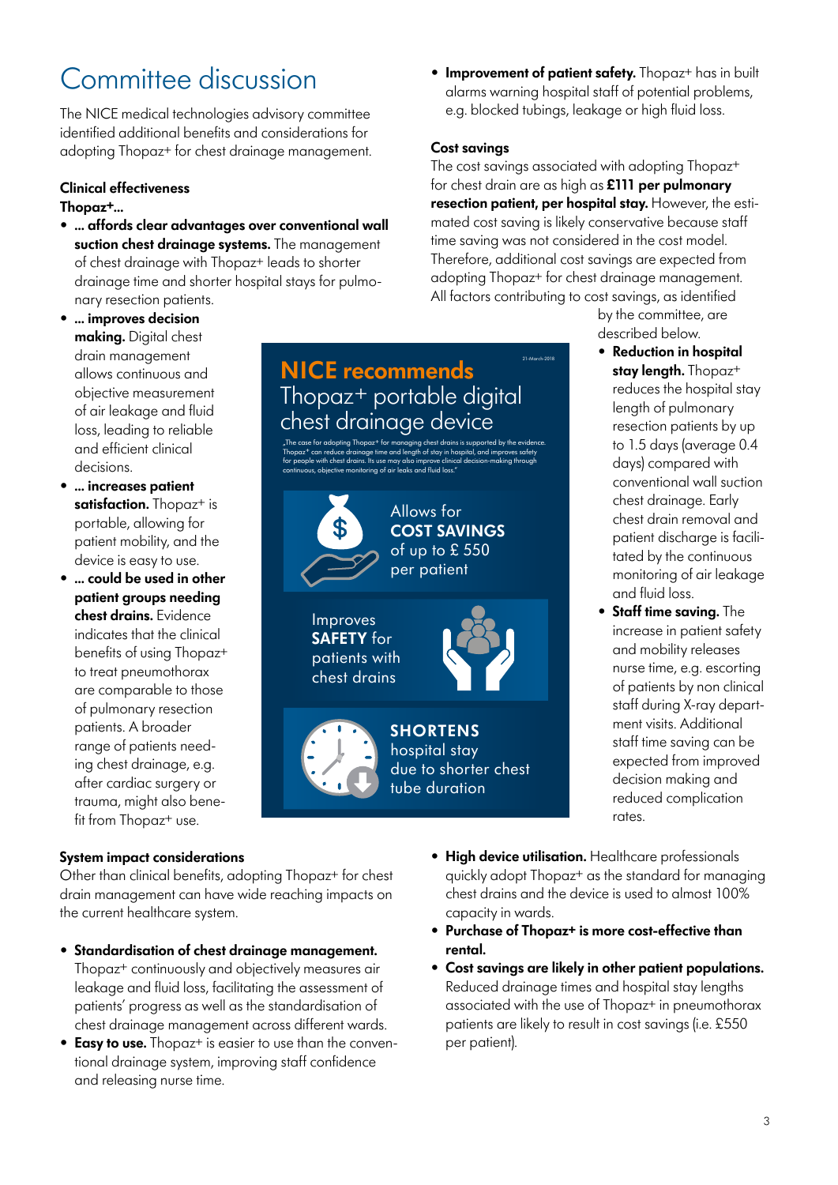# Committee discussion

The NICE medical technologies advisory committee identified additional benefits and considerations for adopting Thopaz+ for chest drainage management.

### Clinical effectiveness

**Thopaz+...**

- **... affords clear advantages over conventional wall suction chest drainage systems.** The management of chest drainage with Thopaz+ leads to shorter drainage time and shorter hospital stays for pulmonary resection patients.
- **... improves decision making.** Digital chest drain management allows continuous and objective measurement of air leakage and fluid loss, leading to reliable and efficient clinical decisions.
- **... increases patient satisfaction.** Thopaz+ is portable, allowing for patient mobility, and the device is easy to use.
- **... could be used in other patient groups needing chest drains.** Evidence indicates that the clinical benefits of using Thopaz+ to treat pneumothorax are comparable to those of pulmonary resection patients. A broader range of patients needing chest drainage, e.g. after cardiac surgery or trauma, might also benefit from Thopaz+ use.
- **Improvement of patient safety.** Thopaz+ has in built alarms warning hospital staff of potential problems, e.g. blocked tubings, leakage or high fluid loss.

### Cost savings

The cost savings associated with adopting Thopaz+ for chest drain are as high as **£111 per pulmonary resection patient, per hospital stay.** However, the estimated cost saving is likely conservative because staff time saving was not considered in the cost model. Therefore, additional cost savings are expected from adopting Thopaz+ for chest drainage management. All factors contributing to cost savings, as identified by the committee, are described below.

- **Reduction in hospital stay length.** Thopaz+ reduces the hospital stay length of pulmonary resection patients by up to 1.5 days (average 0.4 days) compared with conventional wall suction chest drainage. Early chest drain removal and patient discharge is facilitated by the continuous monitoring of air leakage and fluid loss.
- **Staff time saving.** The increase in patient safety and mobility releases nurse time, e.g. escorting of patients by non clinical staff during X-ray department visits. Additional staff time saving can be expected from improved decision making and reduced complication rates.

**NICE recommends**
Thopaz+ portable digital chest drainage device

21-March-2018

„The case for adopting Thopaz+ for managing chest drains is supported by the evidence. Thopaz+ can reduce drainage time and length of stay in hospital, and improves safety for people with chest drains. Its use may also improve clinical decision-making through continuous, objective monitoring of air leaks and fluid loss."

Allows for **COST SAVINGS** of up to £ 550 per patient

Improves **SAFETY** for patients with chest drains

**SHORTENS** hospital stay due to shorter chest tube duration

### System impact considerations

Other than clinical benefits, adopting Thopaz+ for chest drain management can have wide reaching impacts on the current healthcare system.

- **Standardisation of chest drainage management.** Thopaz+ continuously and objectively measures air leakage and fluid loss, facilitating the assessment of patients' progress as well as the standardisation of chest drainage management across different wards.
- **Easy to use.** Thopaz+ is easier to use than the conventional drainage system, improving staff confidence and releasing nurse time.
- **High device utilisation.** Healthcare professionals quickly adopt Thopaz+ as the standard for managing chest drains and the device is used to almost 100% capacity in wards.
- **Purchase of Thopaz+ is more cost-effective than rental.**
- **Cost savings are likely in other patient populations.** Reduced drainage times and hospital stay lengths associated with the use of Thopaz+ in pneumothorax patients are likely to result in cost savings (i.e. £550 per patient).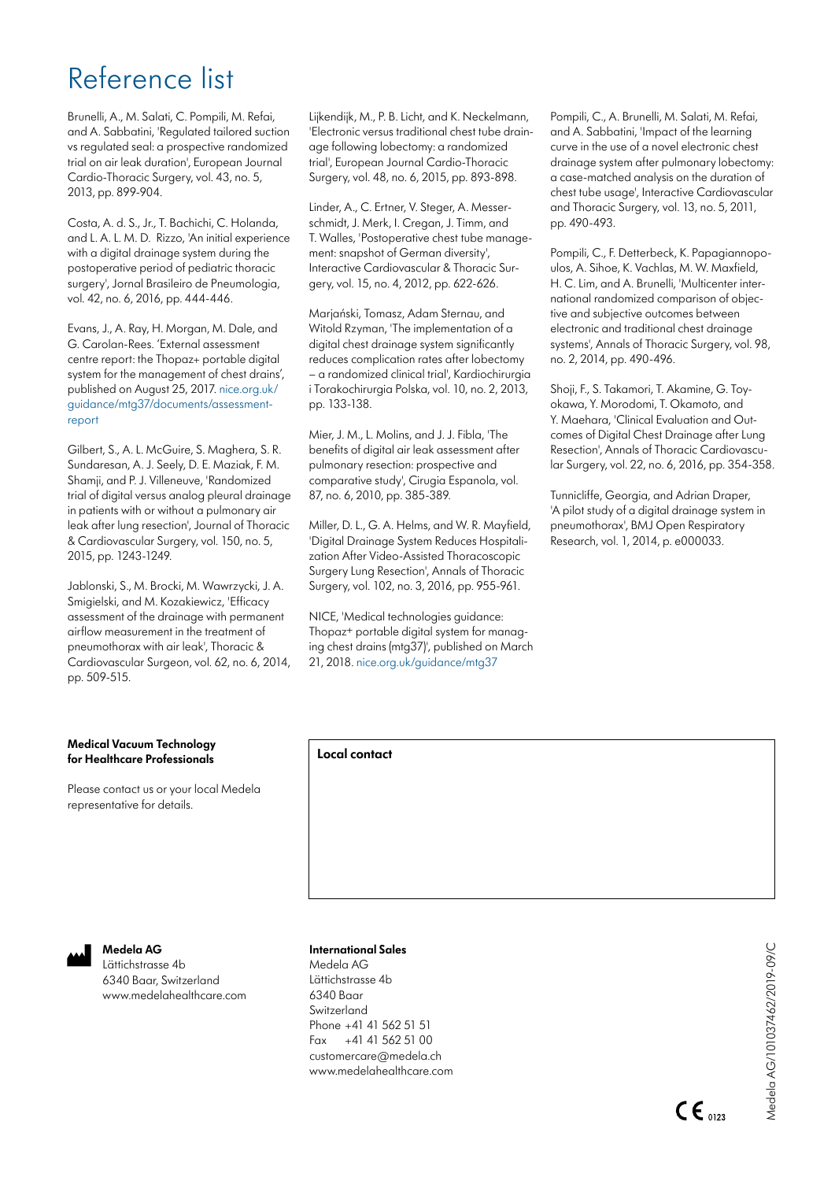# Reference list

Brunelli, A., M. Salati, C. Pompili, M. Refai, and A. Sabbatini, 'Regulated tailored suction vs regulated seal: a prospective randomized trial on air leak duration', European Journal Cardio-Thoracic Surgery, vol. 43, no. 5, 2013, pp. 899-904.

Costa, A. d. S., Jr., T. Bachichi, C. Holanda, and L. A. L. M. D. Rizzo, 'An initial experience with a digital drainage system during the postoperative period of pediatric thoracic surgery', Jornal Brasileiro de Pneumologia, vol. 42, no. 6, 2016, pp. 444-446.

Evans, J., A. Ray, H. Morgan, M. Dale, and G. Carolan-Rees. 'External assessment centre report: the Thopaz+ portable digital system for the management of chest drains', published on August 25, 2017. nice.org.uk/guidance/mtg37/documents/assessment-report

Gilbert, S., A. L. McGuire, S. Maghera, S. R. Sundaresan, A. J. Seely, D. E. Maziak, F. M. Shamji, and P. J. Villeneuve, 'Randomized trial of digital versus analog pleural drainage in patients with or without a pulmonary air leak after lung resection', Journal of Thoracic & Cardiovascular Surgery, vol. 150, no. 5, 2015, pp. 1243-1249.

Jablonski, S., M. Brocki, M. Wawrzycki, J. A. Smigielski, and M. Kozakiewicz, 'Efficacy assessment of the drainage with permanent airflow measurement in the treatment of pneumothorax with air leak', Thoracic & Cardiovascular Surgeon, vol. 62, no. 6, 2014, pp. 509-515.

Lijkendijk, M., P. B. Licht, and K. Neckelmann, 'Electronic versus traditional chest tube drainage following lobectomy: a randomized trial', European Journal Cardio-Thoracic Surgery, vol. 48, no. 6, 2015, pp. 893-898.

Linder, A., C. Ertner, V. Steger, A. Messerschmidt, J. Merk, I. Cregan, J. Timm, and T. Walles, 'Postoperative chest tube management: snapshot of German diversity', Interactive Cardiovascular & Thoracic Surgery, vol. 15, no. 4, 2012, pp. 622-626.

Marjański, Tomasz, Adam Sternau, and Witold Rzyman, 'The implementation of a digital chest drainage system significantly reduces complication rates after lobectomy – a randomized clinical trial', Kardiochirurgia i Torakochirurgia Polska, vol. 10, no. 2, 2013, pp. 133-138.

Mier, J. M., L. Molins, and J. J. Fibla, 'The benefits of digital air leak assessment after pulmonary resection: prospective and comparative study', Cirugia Espanola, vol. 87, no. 6, 2010, pp. 385-389.

Miller, D. L., G. A. Helms, and W. R. Mayfield, 'Digital Drainage System Reduces Hospitalization After Video-Assisted Thoracoscopic Surgery Lung Resection', Annals of Thoracic Surgery, vol. 102, no. 3, 2016, pp. 955-961.

NICE, 'Medical technologies guidance: Thopaz+ portable digital system for managing chest drains (mtg37)', published on March 21, 2018. nice.org.uk/guidance/mtg37

Pompili, C., A. Brunelli, M. Salati, M. Refai, and A. Sabbatini, 'Impact of the learning curve in the use of a novel electronic chest drainage system after pulmonary lobectomy: a case-matched analysis on the duration of chest tube usage', Interactive Cardiovascular and Thoracic Surgery, vol. 13, no. 5, 2011, pp. 490-493.

Pompili, C., F. Detterbeck, K. Papagiannopoulos, A. Sihoe, K. Vachlas, M. W. Maxfield, H. C. Lim, and A. Brunelli, 'Multicenter international randomized comparison of objective and subjective outcomes between electronic and traditional chest drainage systems', Annals of Thoracic Surgery, vol. 98, no. 2, 2014, pp. 490-496.

Shoji, F., S. Takamori, T. Akamine, G. Toyokawa, Y. Morodomi, T. Okamoto, and Y. Maehara, 'Clinical Evaluation and Outcomes of Digital Chest Drainage after Lung Resection', Annals of Thoracic Cardiovascular Surgery, vol. 22, no. 6, 2016, pp. 354-358.

Tunnicliffe, Georgia, and Adrian Draper, 'A pilot study of a digital drainage system in pneumothorax', BMJ Open Respiratory Research, vol. 1, 2014, p. e000033.

**Medical Vacuum Technology for Healthcare Professionals**

Please contact us or your local Medela representative for details.

**Local contact**

**Medela AG**
Lättichstrasse 4b
6340 Baar, Switzerland
www.medelahealthcare.com

**International Sales**
Medela AG
Lättichstrasse 4b
6340 Baar
Switzerland
Phone +41 41 562 51 51
Fax +41 41 562 51 00
customercare@medela.ch
www.medelahealthcare.com

CE 0123

Medela AG/101037462/2019-09/C